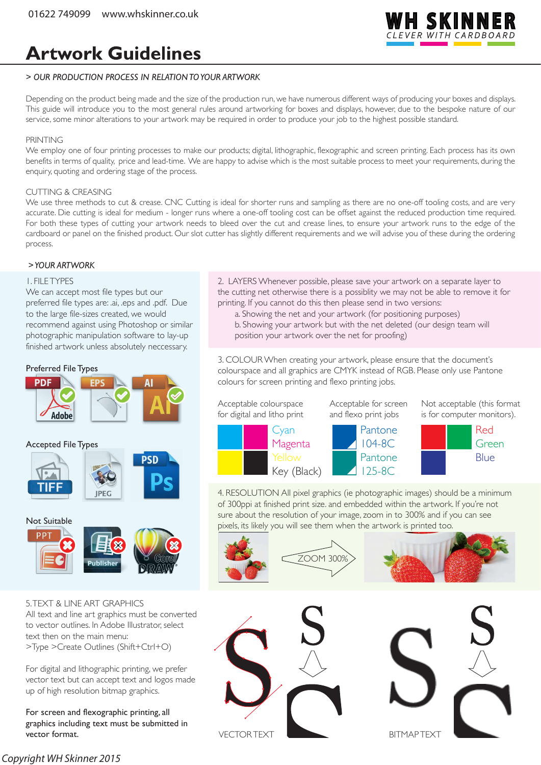01622 749099 www.whskinner.co.uk

WH SKINNER
CLEVER WITH CARDBOARD

# Artwork Guidelines

## > OUR PRODUCTION PROCESS IN RELATION TO YOUR ARTWORK

Depending on the product being made and the size of the production run, we have numerous different ways of producing your boxes and displays. This guide will introduce you to the most general rules around artworking for boxes and displays, however, due to the bespoke nature of our service, some minor alterations to your artwork may be required in order to produce your job to the highest possible standard.

### PRINTING

We employ one of four printing processes to make our products; digital, lithographic, flexographic and screen printing. Each process has its own benefits in terms of quality, price and lead-time. We are happy to advise which is the most suitable process to meet your requirements, during the enquiry, quoting and ordering stage of the process.

### CUTTING & CREASING

We use three methods to cut & crease. CNC Cutting is ideal for shorter runs and sampling as there are no one-off tooling costs, and are very accurate. Die cutting is ideal for medium - longer runs where a one-off tooling cost can be offset against the reduced production time required. For both these types of cutting your artwork needs to bleed over the cut and crease lines, to ensure your artwork runs to the edge of the cardboard or panel on the finished product. Our slot cutter has slightly different requirements and we will advise you of these during the ordering process.

## > YOUR ARTWORK

### 1. FILE TYPES

We can accept most file types but our preferred file types are: .ai, .eps and .pdf. Due to the large file-sizes created, we would recommend against using Photoshop or similar photographic manipulation software to lay-up finished artwork unless absolutely neccessary.

Preferred File Types

PDF, EPS, AI

Accepted File Types

TIFF, JPEG, PSD

Not Suitable

PPT, Publisher, CorelDRAW

### 2. LAYERS

Whenever possible, please save your artwork on a separate layer to the cutting net otherwise there is a possiblity we may not be able to remove it for printing. If you cannot do this then please send in two versions:

a. Showing the net and your artwork (for positioning purposes)

b. Showing your artwork but with the net deleted (our design team will position your artwork over the net for proofing)

### 3. COLOUR

When creating your artwork, please ensure that the document's colourspace and all graphics are CMYK instead of RGB. Please only use Pantone colours for screen printing and flexo printing jobs.

| Acceptable colourspace for digital and litho print | Acceptable for screen and flexo print jobs | Not acceptable (this format is for computer monitors). |
|---|---|---|
| Cyan | Pantone 104-8C | Red |
| Magenta | Pantone 125-8C | Green |
| Yellow | | Blue |
| Key (Black) | | |

### 4. RESOLUTION

All pixel graphics (ie photographic images) should be a minimum of 300ppi at finished print size. and embedded within the artwork. If you're not sure about the resolution of your image, zoom in to 300% and if you can see pixels, its likely you will see them when the artwork is printed too.

ZOOM 300%

### 5. TEXT & LINE ART GRAPHICS

All text and line art graphics must be converted to vector outlines. In Adobe Illustrator, select text then on the main menu:
>Type >Create Outlines (Shift+Ctrl+O)

For digital and lithographic printing, we prefer vector text but can accept text and logos made up of high resolution bitmap graphics.

**For screen and flexographic printing, all graphics including text must be submitted in vector format.**

VECTOR TEXT

BITMAP TEXT

*Copyright WH Skinner 2015*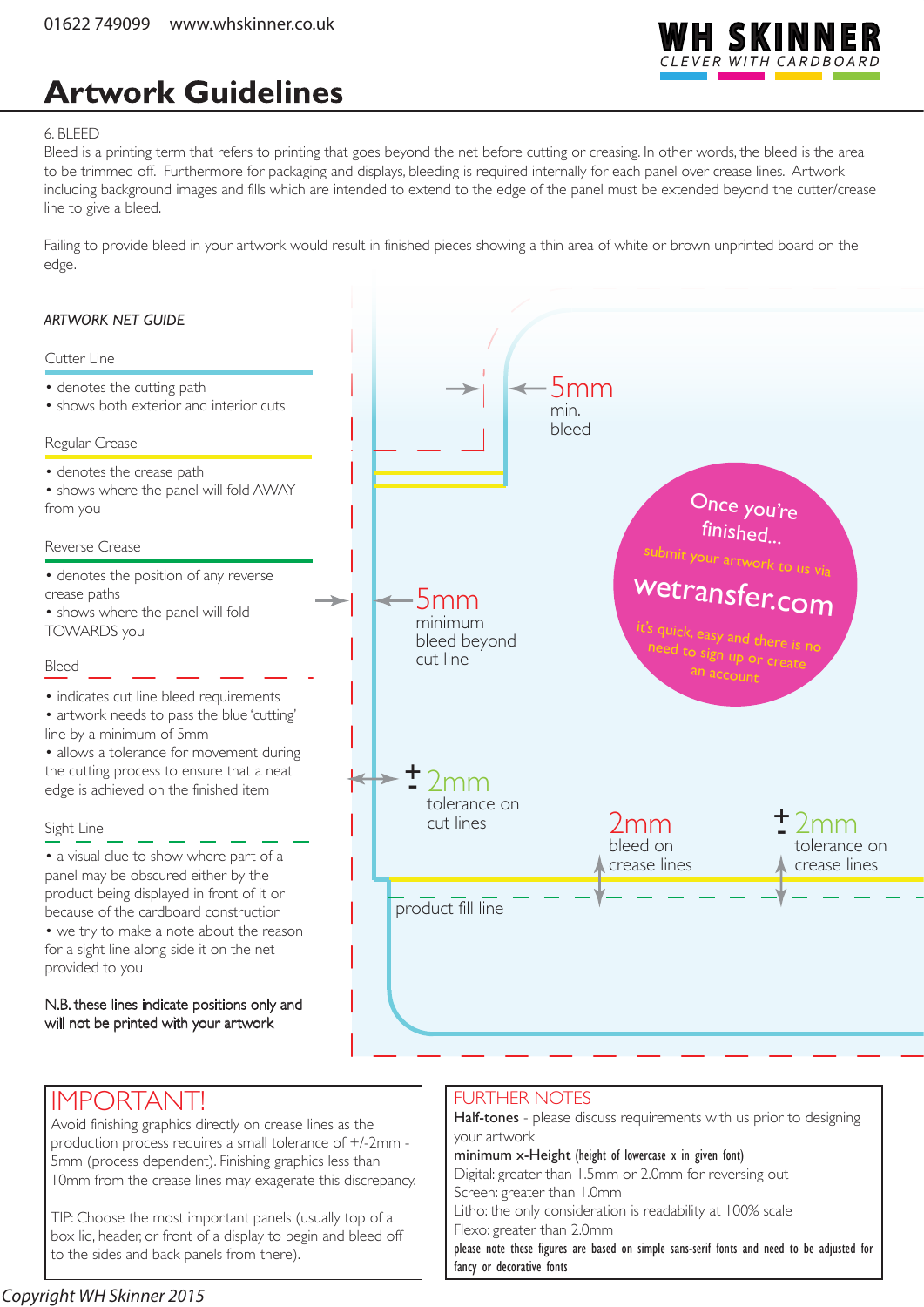# Artwork Guidelines

6. BLEED
Bleed is a printing term that refers to printing that goes beyond the net before cutting or creasing. In other words, the bleed is the area to be trimmed off. Furthermore for packaging and displays, bleeding is required internally for each panel over crease lines. Artwork including background images and fills which are intended to extend to the edge of the panel must be extended beyond the cutter/crease line to give a bleed.

Failing to provide bleed in your artwork would result in finished pieces showing a thin area of white or brown unprinted board on the edge.

*ARTWORK NET GUIDE*

Cutter Line

- denotes the cutting path
- shows both exterior and interior cuts

Regular Crease

- denotes the crease path
- shows where the panel will fold AWAY from you

Reverse Crease

- denotes the position of any reverse crease paths
- shows where the panel will fold TOWARDS you

Bleed

- indicates cut line bleed requirements
- artwork needs to pass the blue 'cutting' line by a minimum of 5mm
- allows a tolerance for movement during the cutting process to ensure that a neat edge is achieved on the finished item

Sight Line

- a visual clue to show where part of a panel may be obscured either by the product being displayed in front of it or because of the cardboard construction
- we try to make a note about the reason for a sight line along side it on the net provided to you

N.B. these lines indicate positions only and will not be printed with your artwork

5mm
min.
bleed

5mm
minimum
bleed beyond
cut line

± 2mm
tolerance on
cut lines

2mm
bleed on
crease lines

± 2mm
tolerance on
crease lines

product fill line

Once you're finished...
submit your artwork to us via
wetransfer.com
it's quick, easy and there is no need to sign up or create an account

## IMPORTANT!

Avoid finishing graphics directly on crease lines as the production process requires a small tolerance of +/-2mm - 5mm (process dependent). Finishing graphics less than 10mm from the crease lines may exagerate this discrepancy.

TIP: Choose the most important panels (usually top of a box lid, header, or front of a display to begin and bleed off to the sides and back panels from there).

## FURTHER NOTES

**Half-tones** - please discuss requirements with us prior to designing your artwork

**minimum x-Height** (height of lowercase x in given font)

Digital: greater than 1.5mm or 2.0mm for reversing out

Screen: greater than 1.0mm

Litho: the only consideration is readability at 100% scale

Flexo: greater than 2.0mm

please note these figures are based on simple sans-serif fonts and need to be adjusted for fancy or decorative fonts

*Copyright WH Skinner 2015*